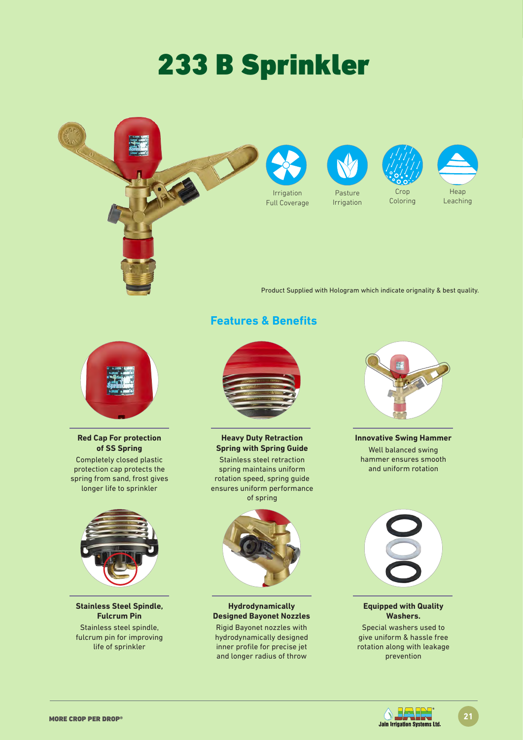# 233 B Sprinkler

Irrigation Full Coverage

Pasture Irrigation

Crop Coloring

Heap Leaching

Product Supplied with Hologram which indicate orignality & best quality.

## Features & Benefits

**Red Cap For protection of SS Spring**

Completely closed plastic protection cap protects the spring from sand, frost gives longer life to sprinkler

**Heavy Duty Retraction Spring with Spring Guide**

Stainless steel retraction spring maintains uniform rotation speed, spring guide ensures uniform performance of spring

**Innovative Swing Hammer**

Well balanced swing hammer ensures smooth and uniform rotation

**Stainless Steel Spindle, Fulcrum Pin**

Stainless steel spindle, fulcrum pin for improving life of sprinkler

**Hydrodynamically Designed Bayonet Nozzles**

Rigid Bayonet nozzles with hydrodynamically designed inner profile for precise jet and longer radius of throw

**Equipped with Quality Washers.**

Special washers used to give uniform & hassle free rotation along with leakage prevention

MORE CROP PER DROP®

Jain Irrigation Systems Ltd.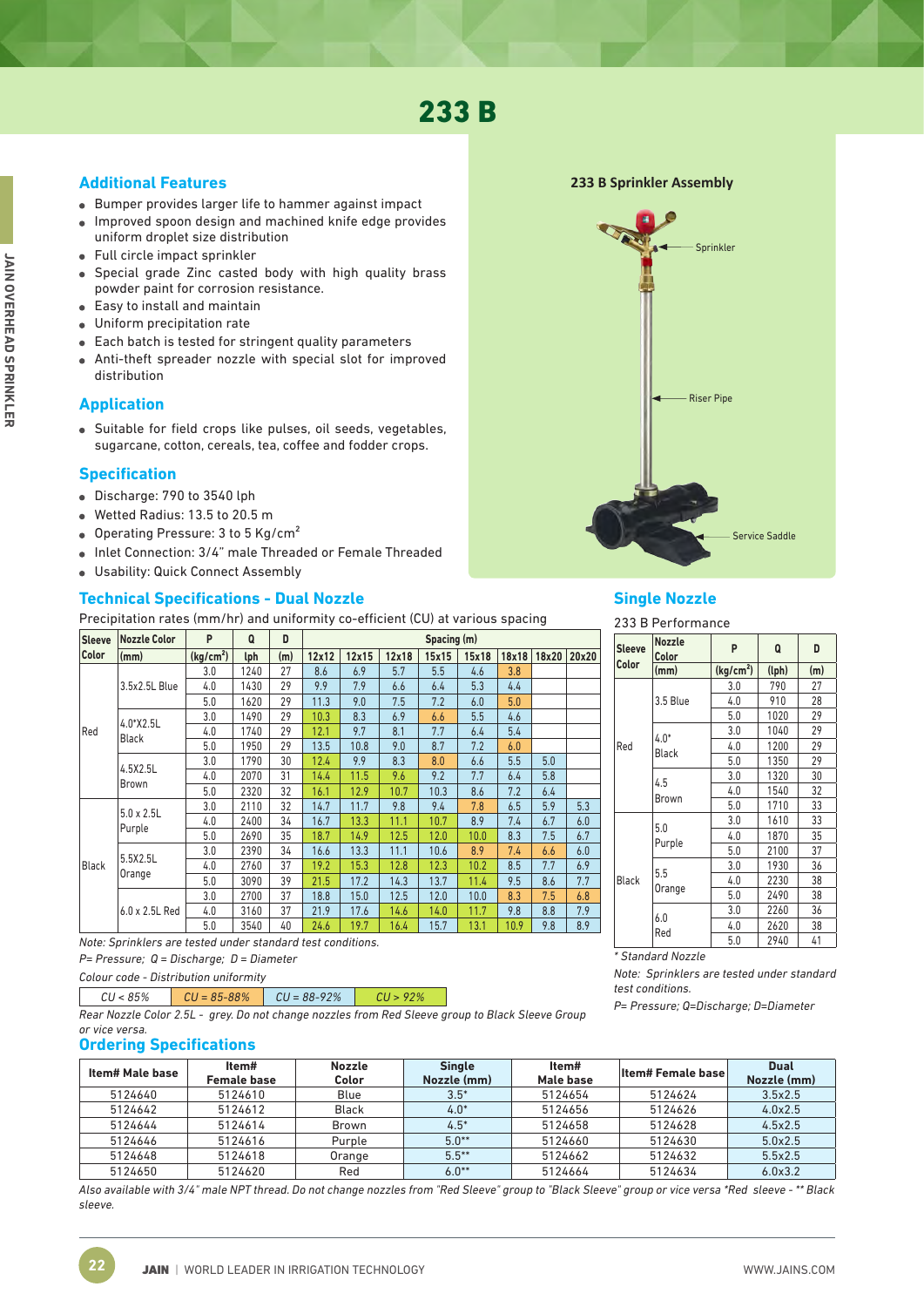# 233 B

## Additional Features

- Bumper provides larger life to hammer against impact
- Improved spoon design and machined knife edge provides uniform droplet size distribution
- Full circle impact sprinkler
- Special grade Zinc casted body with high quality brass powder paint for corrosion resistance.
- Easy to install and maintain
- Uniform precipitation rate
- Each batch is tested for stringent quality parameters
- Anti-theft spreader nozzle with special slot for improved distribution

## Application

- Suitable for field crops like pulses, oil seeds, vegetables, sugarcane, cotton, cereals, tea, coffee and fodder crops.

## Specification

- Discharge: 790 to 3540 lph
- Wetted Radius: 13.5 to 20.5 m
- Operating Pressure: 3 to 5 Kg/cm$^2$
- Inlet Connection: 3/4" male Threaded or Female Threaded
- Usability: Quick Connect Assembly

**233 B Sprinkler Assembly**

Sprinkler

Riser Pipe

Service Saddle

## Technical Specifications - Dual Nozzle

Precipitation rates (mm/hr) and uniformity co-efficient (CU) at various spacing

| Sleeve Color | Nozzle Color (mm) | P (kg/cm$^2$) | Q lph | D (m) | Spacing (m) 12x12 | 12x15 | 12x18 | 15x15 | 15x18 | 18x18 | 18x20 | 20x20 |
|---|---|---|---|---|---|---|---|---|---|---|---|---|
| Red | 3.5x2.5L Blue | 3.0 | 1240 | 27 | 8.6 | 6.9 | 5.7 | 5.5 | 4.6 | 3.8 | | |
| | | 4.0 | 1430 | 29 | 9.9 | 7.9 | 6.6 | 6.4 | 5.3 | 4.4 | | |
| | | 5.0 | 1620 | 29 | 11.3 | 9.0 | 7.5 | 7.2 | 6.0 | 5.0 | | |
| | 4.0*X2.5L Black | 3.0 | 1490 | 29 | 10.3 | 8.3 | 6.9 | 6.6 | 5.5 | 4.6 | | |
| | | 4.0 | 1740 | 29 | 12.1 | 9.7 | 8.1 | 7.7 | 6.4 | 5.4 | | |
| | | 5.0 | 1950 | 29 | 13.5 | 10.8 | 9.0 | 8.7 | 7.2 | 6.0 | | |
| | 4.5X2.5L Brown | 3.0 | 1790 | 30 | 12.4 | 9.9 | 8.3 | 8.0 | 6.6 | 5.5 | 5.0 | |
| | | 4.0 | 2070 | 31 | 14.4 | 11.5 | 9.6 | 9.2 | 7.7 | 6.4 | 5.8 | |
| | | 5.0 | 2320 | 32 | 16.1 | 12.9 | 10.7 | 10.3 | 8.6 | 7.2 | 6.4 | |
| Black | 5.0 x 2.5L Purple | 3.0 | 2110 | 32 | 14.7 | 11.7 | 9.8 | 9.4 | 7.8 | 6.5 | 5.9 | 5.3 |
| | | 4.0 | 2400 | 34 | 16.7 | 13.3 | 11.1 | 10.7 | 8.9 | 7.4 | 6.7 | 6.0 |
| | | 5.0 | 2690 | 35 | 18.7 | 14.9 | 12.5 | 12.0 | 10.0 | 8.3 | 7.5 | 6.7 |
| | 5.5X2.5L Orange | 3.0 | 2390 | 34 | 16.6 | 13.3 | 11.1 | 10.6 | 8.9 | 7.4 | 6.6 | 6.0 |
| | | 4.0 | 2760 | 37 | 19.2 | 15.3 | 12.8 | 12.3 | 10.2 | 8.5 | 7.7 | 6.9 |
| | | 5.0 | 3090 | 39 | 21.5 | 17.2 | 14.3 | 13.7 | 11.4 | 9.5 | 8.6 | 7.7 |
| | 6.0 x 2.5L Red | 3.0 | 2700 | 37 | 18.8 | 15.0 | 12.5 | 12.0 | 10.0 | 8.3 | 7.5 | 6.8 |
| | | 4.0 | 3160 | 37 | 21.9 | 17.6 | 14.6 | 14.0 | 11.7 | 9.8 | 8.8 | 7.9 |
| | | 5.0 | 3540 | 40 | 24.6 | 19.7 | 16.4 | 15.7 | 13.1 | 10.9 | 9.8 | 8.9 |

*Note: Sprinklers are tested under standard test conditions.*

*P= Pressure; Q = Discharge; D = Diameter*

*Colour code - Distribution uniformity*

| CU < 85% | CU = 85-88% | CU = 88-92% | CU > 92% |
|---|---|---|---|

*Rear Nozzle Color 2.5L - grey. Do not change nozzles from Red Sleeve group to Black Sleeve Group or vice versa.*

## Single Nozzle

233 B Performance

| Sleeve Color | Nozzle Color (mm) | P (kg/cm$^2$) | Q (lph) | D (m) |
|---|---|---|---|---|
| Red | 3.5 Blue | 3.0 | 790 | 27 |
| | | 4.0 | 910 | 28 |
| | | 5.0 | 1020 | 29 |
| | 4.0* Black | 3.0 | 1040 | 29 |
| | | 4.0 | 1200 | 29 |
| | | 5.0 | 1350 | 29 |
| | 4.5 Brown | 3.0 | 1320 | 30 |
| | | 4.0 | 1540 | 32 |
| | | 5.0 | 1710 | 33 |
| Black | 5.0 Purple | 3.0 | 1610 | 33 |
| | | 4.0 | 1870 | 35 |
| | | 5.0 | 2100 | 37 |
| | 5.5 Orange | 3.0 | 1930 | 36 |
| | | 4.0 | 2230 | 38 |
| | | 5.0 | 2490 | 38 |
| | 6.0 Red | 3.0 | 2260 | 36 |
| | | 4.0 | 2620 | 38 |
| | | 5.0 | 2940 | 41 |

*\* Standard Nozzle*

*Note: Sprinklers are tested under standard test conditions.*

*P= Pressure; Q=Discharge; D=Diameter*

## Ordering Specifications

| Item# Male base | Item# Female base | Nozzle Color | Single Nozzle (mm) | Item# Male base | Item# Female base | Dual Nozzle (mm) |
|---|---|---|---|---|---|---|
| 5124640 | 5124610 | Blue | 3.5* | 5124654 | 5124624 | 3.5x2.5 |
| 5124642 | 5124612 | Black | 4.0* | 5124656 | 5124626 | 4.0x2.5 |
| 5124644 | 5124614 | Brown | 4.5* | 5124658 | 5124628 | 4.5x2.5 |
| 5124646 | 5124616 | Purple | 5.0** | 5124660 | 5124630 | 5.0x2.5 |
| 5124648 | 5124618 | Orange | 5.5** | 5124662 | 5124632 | 5.5x2.5 |
| 5124650 | 5124620 | Red | 6.0** | 5124664 | 5124634 | 6.0x3.2 |

*Also available with 3/4" male NPT thread. Do not change nozzles from "Red Sleeve" group to "Black Sleeve" group or vice versa *Red sleeve - ** Black sleeve.*